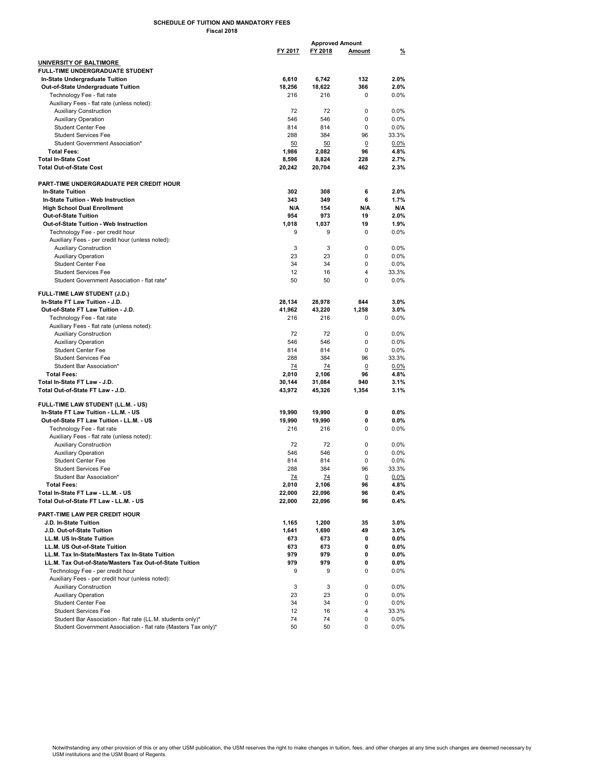# SCHEDULE OF TUITION AND MANDATORY FEES

**Fiscal 2018**

| | FY 2017 | FY 2018 | Approved Amount | % |
|---|---|---|---|---|
| **UNIVERSITY OF BALTIMORE** | | | | |
| **FULL-TIME UNDERGRADUATE STUDENT** | | | | |
| **In-State Undergraduate Tuition** | **6,610** | **6,742** | **132** | **2.0%** |
| **Out-of-State Undergraduate Tuition** | **18,256** | **18,622** | **366** | **2.0%** |
| Technology Fee - flat rate | 216 | 216 | 0 | 0.0% |
| Auxiliary Fees - flat rate (unless noted): | | | | |
| Auxiliary Construction | 72 | 72 | 0 | 0.0% |
| Auxiliary Operation | 546 | 546 | 0 | 0.0% |
| Student Center Fee | 814 | 814 | 0 | 0.0% |
| Student Services Fee | 288 | 384 | 96 | 33.3% |
| Student Government Association* | 50 | 50 | 0 | 0.0% |
| **Total Fees:** | **1,986** | **2,082** | **96** | **4.8%** |
| **Total In-State Cost** | **8,596** | **8,824** | **228** | **2.7%** |
| **Total Out-of-State Cost** | **20,242** | **20,704** | **462** | **2.3%** |
| | | | | |
| **PART-TIME UNDERGRADUATE PER CREDIT HOUR** | | | | |
| **In-State Tuition** | **302** | **308** | **6** | **2.0%** |
| **In-State Tuition - Web Instruction** | **343** | **349** | **6** | **1.7%** |
| **High School Dual Enrollment** | **N/A** | **154** | **N/A** | **N/A** |
| **Out-of-State Tuition** | **954** | **973** | **19** | **2.0%** |
| **Out-of-State Tuition - Web Instruction** | **1,018** | **1,037** | **19** | **1.9%** |
| Technology Fee - per credit hour | 9 | 9 | 0 | 0.0% |
| Auxiliary Fees - per credit hour (unless noted): | | | | |
| Auxiliary Construction | 3 | 3 | 0 | 0.0% |
| Auxiliary Operation | 23 | 23 | 0 | 0.0% |
| Student Center Fee | 34 | 34 | 0 | 0.0% |
| Student Services Fee | 12 | 16 | 4 | 33.3% |
| Student Government Association - flat rate* | 50 | 50 | 0 | 0.0% |
| | | | | |
| **FULL-TIME LAW STUDENT (J.D.)** | | | | |
| **In-State FT Law Tuition - J.D.** | **28,134** | **28,978** | **844** | **3.0%** |
| **Out-of-State FT Law Tuition - J.D.** | **41,962** | **43,220** | **1,258** | **3.0%** |
| Technology Fee - flat rate | 216 | 216 | 0 | 0.0% |
| Auxiliary Fees - flat rate (unless noted): | | | | |
| Auxiliary Construction | 72 | 72 | 0 | 0.0% |
| Auxiliary Operation | 546 | 546 | 0 | 0.0% |
| Student Center Fee | 814 | 814 | 0 | 0.0% |
| Student Services Fee | 288 | 384 | 96 | 33.3% |
| Student Bar Association* | 74 | 74 | 0 | 0.0% |
| **Total Fees:** | **2,010** | **2,106** | **96** | **4.8%** |
| **Total In-State FT Law - J.D.** | **30,144** | **31,084** | **940** | **3.1%** |
| **Total Out-of-State FT Law - J.D.** | **43,972** | **45,326** | **1,354** | **3.1%** |
| | | | | |
| **FULL-TIME LAW STUDENT (LL.M. - US)** | | | | |
| **In-State FT Law Tuition - LL.M. - US** | **19,990** | **19,990** | **0** | **0.0%** |
| **Out-of-State FT Law Tuition - LL.M. - US** | **19,990** | **19,990** | **0** | **0.0%** |
| Technology Fee - flat rate | 216 | 216 | 0 | 0.0% |
| Auxiliary Fees - flat rate (unless noted): | | | | |
| Auxiliary Construction | 72 | 72 | 0 | 0.0% |
| Auxiliary Operation | 546 | 546 | 0 | 0.0% |
| Student Center Fee | 814 | 814 | 0 | 0.0% |
| Student Services Fee | 288 | 384 | 96 | 33.3% |
| Student Bar Association* | 74 | 74 | 0 | 0.0% |
| **Total Fees:** | **2,010** | **2,106** | **96** | **4.8%** |
| **Total In-State FT Law - LL.M. - US** | **22,000** | **22,096** | **96** | **0.4%** |
| **Total Out-of-State FT Law - LL.M. - US** | **22,000** | **22,096** | **96** | **0.4%** |
| | | | | |
| **PART-TIME LAW PER CREDIT HOUR** | | | | |
| **J.D. In-State Tuition** | **1,165** | **1,200** | **35** | **3.0%** |
| **J.D. Out-of-State Tuition** | **1,641** | **1,690** | **49** | **3.0%** |
| **LL.M. US In-State Tuition** | **673** | **673** | **0** | **0.0%** |
| **LL.M. US Out-of-State Tuition** | **673** | **673** | **0** | **0.0%** |
| **LL.M. Tax In-State/Masters Tax In-State Tuition** | **979** | **979** | **0** | **0.0%** |
| **LL.M. Tax Out-of-State/Masters Tax Out-of-State Tuition** | **979** | **979** | **0** | **0.0%** |
| Technology Fee - per credit hour | 9 | 9 | 0 | 0.0% |
| Auxiliary Fees - per credit hour (unless noted): | | | | |
| Auxiliary Construction | 3 | 3 | 0 | 0.0% |
| Auxiliary Operation | 23 | 23 | 0 | 0.0% |
| Student Center Fee | 34 | 34 | 0 | 0.0% |
| Student Services Fee | 12 | 16 | 4 | 33.3% |
| Student Bar Association - flat rate (LL.M. students only)* | 74 | 74 | 0 | 0.0% |
| Student Government Association - flat rate (Masters Tax only)* | 50 | 50 | 0 | 0.0% |

Notwithstanding any other provision of this or any other USM publication, the USM reserves the right to make changes in tuition, fees, and other charges at any time such changes are deemed necessary by USM institutions and the USM Board of Regents.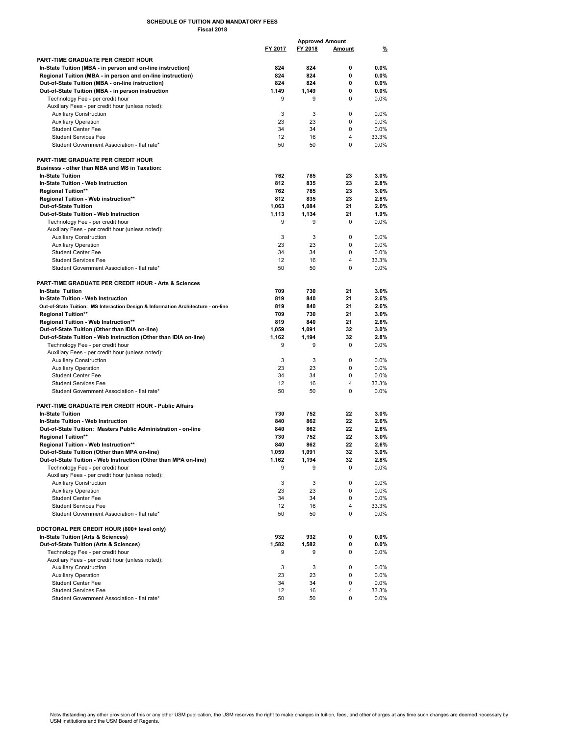**SCHEDULE OF TUITION AND MANDATORY FEES**
**Fiscal 2018**

| | FY 2017 | FY 2018 | Approved Amount | % |
|---|---|---|---|---|
| **PART-TIME GRADUATE PER CREDIT HOUR** | | | | |
| **In-State Tuition (MBA - in person and on-line instruction)** | **824** | **824** | **0** | **0.0%** |
| **Regional Tuition (MBA - in person and on-line instruction)** | **824** | **824** | **0** | **0.0%** |
| **Out-of-State Tuition (MBA - on-line instruction)** | **824** | **824** | **0** | **0.0%** |
| **Out-of-State Tuition (MBA - in person instruction** | **1,149** | **1,149** | **0** | **0.0%** |
| Technology Fee - per credit hour | 9 | 9 | 0 | 0.0% |
| Auxiliary Fees - per credit hour (unless noted): | | | | |
| Auxiliary Construction | 3 | 3 | 0 | 0.0% |
| Auxiliary Operation | 23 | 23 | 0 | 0.0% |
| Student Center Fee | 34 | 34 | 0 | 0.0% |
| Student Services Fee | 12 | 16 | 4 | 33.3% |
| Student Government Association - flat rate* | 50 | 50 | 0 | 0.0% |
| | | | | |
| **PART-TIME GRADUATE PER CREDIT HOUR** | | | | |
| **Business - other than MBA and MS in Taxation:** | | | | |
| **In-State Tuition** | **762** | **785** | **23** | **3.0%** |
| **In-State Tuition - Web Instruction** | **812** | **835** | **23** | **2.8%** |
| **Regional Tuition**** | **762** | **785** | **23** | **3.0%** |
| **Regional Tuition - Web instruction**** | **812** | **835** | **23** | **2.8%** |
| **Out-of-State Tuition** | **1,063** | **1,084** | **21** | **2.0%** |
| **Out-of-State Tuition - Web Instruction** | **1,113** | **1,134** | **21** | **1.9%** |
| Technology Fee - per credit hour | 9 | 9 | 0 | 0.0% |
| Auxiliary Fees - per credit hour (unless noted): | | | | |
| Auxiliary Construction | 3 | 3 | 0 | 0.0% |
| Auxiliary Operation | 23 | 23 | 0 | 0.0% |
| Student Center Fee | 34 | 34 | 0 | 0.0% |
| Student Services Fee | 12 | 16 | 4 | 33.3% |
| Student Government Association - flat rate* | 50 | 50 | 0 | 0.0% |
| | | | | |
| **PART-TIME GRADUATE PER CREDIT HOUR - Arts & Sciences** | | | | |
| **In-State Tuition** | **709** | **730** | **21** | **3.0%** |
| **In-State Tuition - Web Instruction** | **819** | **840** | **21** | **2.6%** |
| **Out-of-State Tuition: MS Interaction Design & Information Architecture - on-line** | **819** | **840** | **21** | **2.6%** |
| **Regional Tuition**** | **709** | **730** | **21** | **3.0%** |
| **Regional Tuition - Web Instruction**** | **819** | **840** | **21** | **2.6%** |
| **Out-of-State Tuition (Other than IDIA on-line)** | **1,059** | **1,091** | **32** | **3.0%** |
| **Out-of-State Tuition - Web Instruction (Other than IDIA on-line)** | **1,162** | **1,194** | **32** | **2.8%** |
| Technology Fee - per credit hour | 9 | 9 | 0 | 0.0% |
| Auxiliary Fees - per credit hour (unless noted): | | | | |
| Auxiliary Construction | 3 | 3 | 0 | 0.0% |
| Auxiliary Operation | 23 | 23 | 0 | 0.0% |
| Student Center Fee | 34 | 34 | 0 | 0.0% |
| Student Services Fee | 12 | 16 | 4 | 33.3% |
| Student Government Association - flat rate* | 50 | 50 | 0 | 0.0% |
| | | | | |
| **PART-TIME GRADUATE PER CREDIT HOUR - Public Affairs** | | | | |
| **In-State Tuition** | **730** | **752** | **22** | **3.0%** |
| **In-State Tuition - Web Instruction** | **840** | **862** | **22** | **2.6%** |
| **Out-of-State Tuition: Masters Public Administration - on-line** | **840** | **862** | **22** | **2.6%** |
| **Regional Tuition**** | **730** | **752** | **22** | **3.0%** |
| **Regional Tuition - Web Instruction**** | **840** | **862** | **22** | **2.6%** |
| **Out-of-State Tuition (Other than MPA on-line)** | **1,059** | **1,091** | **32** | **3.0%** |
| **Out-of-State Tuition - Web Instruction (Other than MPA on-line)** | **1,162** | **1,194** | **32** | **2.8%** |
| Technology Fee - per credit hour | 9 | 9 | 0 | 0.0% |
| Auxiliary Fees - per credit hour (unless noted): | | | | |
| Auxiliary Construction | 3 | 3 | 0 | 0.0% |
| Auxiliary Operation | 23 | 23 | 0 | 0.0% |
| Student Center Fee | 34 | 34 | 0 | 0.0% |
| Student Services Fee | 12 | 16 | 4 | 33.3% |
| Student Government Association - flat rate* | 50 | 50 | 0 | 0.0% |
| | | | | |
| **DOCTORAL PER CREDIT HOUR (800+ level only)** | | | | |
| **In-State Tuition (Arts & Sciences)** | **932** | **932** | **0** | **0.0%** |
| **Out-of-State Tuition (Arts & Sciences)** | **1,582** | **1,582** | **0** | **0.0%** |
| Technology Fee - per credit hour | 9 | 9 | 0 | 0.0% |
| Auxiliary Fees - per credit hour (unless noted): | | | | |
| Auxiliary Construction | 3 | 3 | 0 | 0.0% |
| Auxiliary Operation | 23 | 23 | 0 | 0.0% |
| Student Center Fee | 34 | 34 | 0 | 0.0% |
| Student Services Fee | 12 | 16 | 4 | 33.3% |
| Student Government Association - flat rate* | 50 | 50 | 0 | 0.0% |

Notwithstanding any other provision of this or any other USM publication, the USM reserves the right to make changes in tuition, fees, and other charges at any time such changes are deemed necessary by USM institutions and the USM Board of Regents.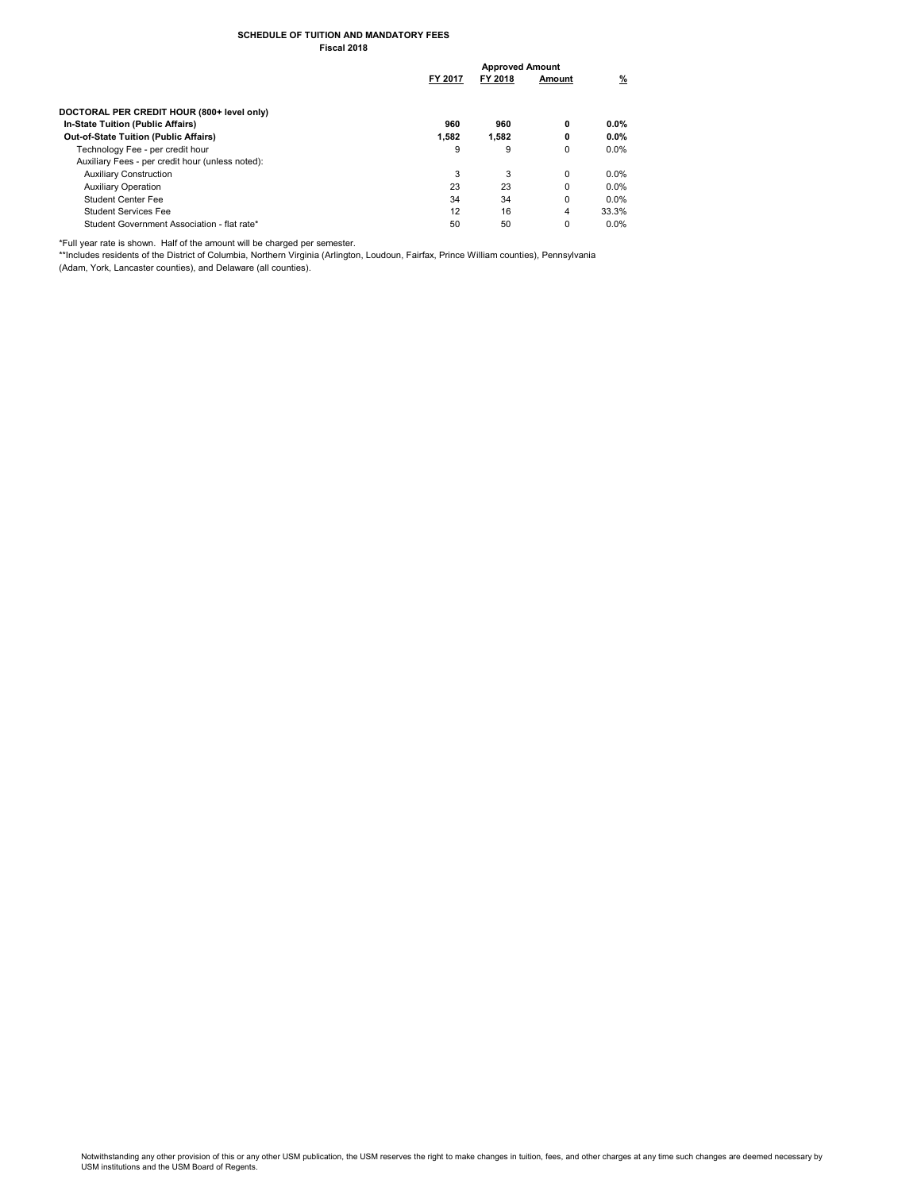**SCHEDULE OF TUITION AND MANDATORY FEES**
**Fiscal 2018**

| | | | Approved Amount | |
|---|---|---|---|---|
| | **FY 2017** | **FY 2018** | **Amount** | **%** |
| **DOCTORAL PER CREDIT HOUR (800+ level only)** | | | | |
| **In-State Tuition (Public Affairs)** | **960** | **960** | **0** | **0.0%** |
| **Out-of-State Tuition (Public Affairs)** | **1,582** | **1,582** | **0** | **0.0%** |
| Technology Fee - per credit hour | 9 | 9 | 0 | 0.0% |
| Auxiliary Fees - per credit hour (unless noted): | | | | |
| Auxiliary Construction | 3 | 3 | 0 | 0.0% |
| Auxiliary Operation | 23 | 23 | 0 | 0.0% |
| Student Center Fee | 34 | 34 | 0 | 0.0% |
| Student Services Fee | 12 | 16 | 4 | 33.3% |
| Student Government Association - flat rate* | 50 | 50 | 0 | 0.0% |

*Full year rate is shown. Half of the amount will be charged per semester.

**Includes residents of the District of Columbia, Northern Virginia (Arlington, Loudoun, Fairfax, Prince William counties), Pennsylvania (Adam, York, Lancaster counties), and Delaware (all counties).

Notwithstanding any other provision of this or any other USM publication, the USM reserves the right to make changes in tuition, fees, and other charges at any time such changes are deemed necessary by USM institutions and the USM Board of Regents.